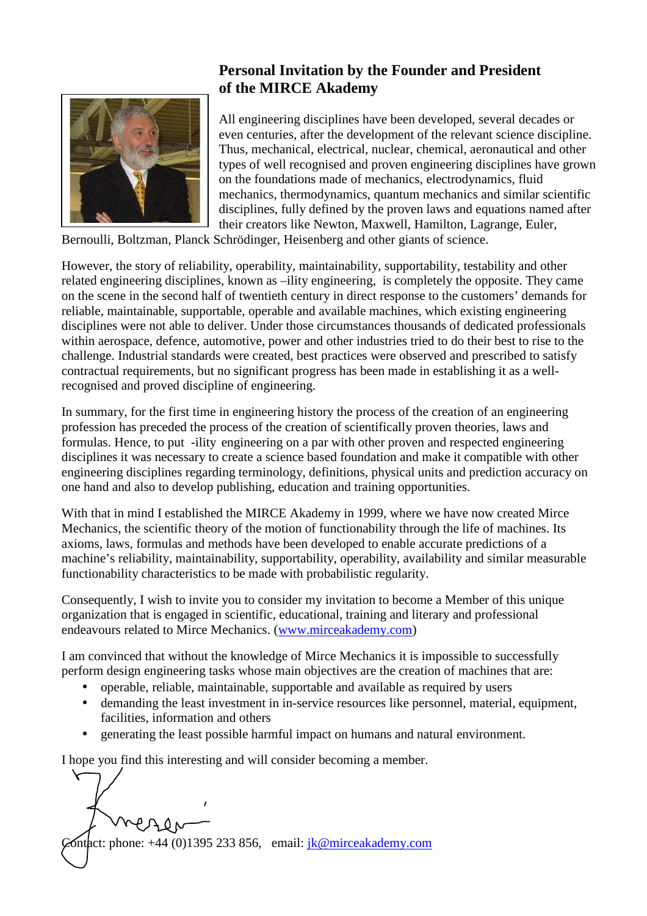## Personal Invitation by the Founder and President of the MIRCE Akademy

All engineering disciplines have been developed, several decades or even centuries, after the development of the relevant science discipline. Thus, mechanical, electrical, nuclear, chemical, aeronautical and other types of well recognised and proven engineering disciplines have grown on the foundations made of mechanics, electrodynamics, fluid mechanics, thermodynamics, quantum mechanics and similar scientific disciplines, fully defined by the proven laws and equations named after their creators like Newton, Maxwell, Hamilton, Lagrange, Euler, Bernoulli, Boltzman, Planck Schrödinger, Heisenberg and other giants of science.

However, the story of reliability, operability, maintainability, supportability, testability and other related engineering disciplines, known as –ility engineering, is completely the opposite. They came on the scene in the second half of twentieth century in direct response to the customers' demands for reliable, maintainable, supportable, operable and available machines, which existing engineering disciplines were not able to deliver. Under those circumstances thousands of dedicated professionals within aerospace, defence, automotive, power and other industries tried to do their best to rise to the challenge. Industrial standards were created, best practices were observed and prescribed to satisfy contractual requirements, but no significant progress has been made in establishing it as a well-recognised and proved discipline of engineering.

In summary, for the first time in engineering history the process of the creation of an engineering profession has preceded the process of the creation of scientifically proven theories, laws and formulas. Hence, to put -ility engineering on a par with other proven and respected engineering disciplines it was necessary to create a science based foundation and make it compatible with other engineering disciplines regarding terminology, definitions, physical units and prediction accuracy on one hand and also to develop publishing, education and training opportunities.

With that in mind I established the MIRCE Akademy in 1999, where we have now created Mirce Mechanics, the scientific theory of the motion of functionability through the life of machines. Its axioms, laws, formulas and methods have been developed to enable accurate predictions of a machine's reliability, maintainability, supportability, operability, availability and similar measurable functionability characteristics to be made with probabilistic regularity.

Consequently, I wish to invite you to consider my invitation to become a Member of this unique organization that is engaged in scientific, educational, training and literary and professional endeavours related to Mirce Mechanics. (www.mirceakademy.com)

I am convinced that without the knowledge of Mirce Mechanics it is impossible to successfully perform design engineering tasks whose main objectives are the creation of machines that are:

- operable, reliable, maintainable, supportable and available as required by users
- demanding the least investment in in-service resources like personnel, material, equipment, facilities, information and others
- generating the least possible harmful impact on humans and natural environment.

I hope you find this interesting and will consider becoming a member.

Contact: phone: +44 (0)1395 233 856, email: jk@mirceakademy.com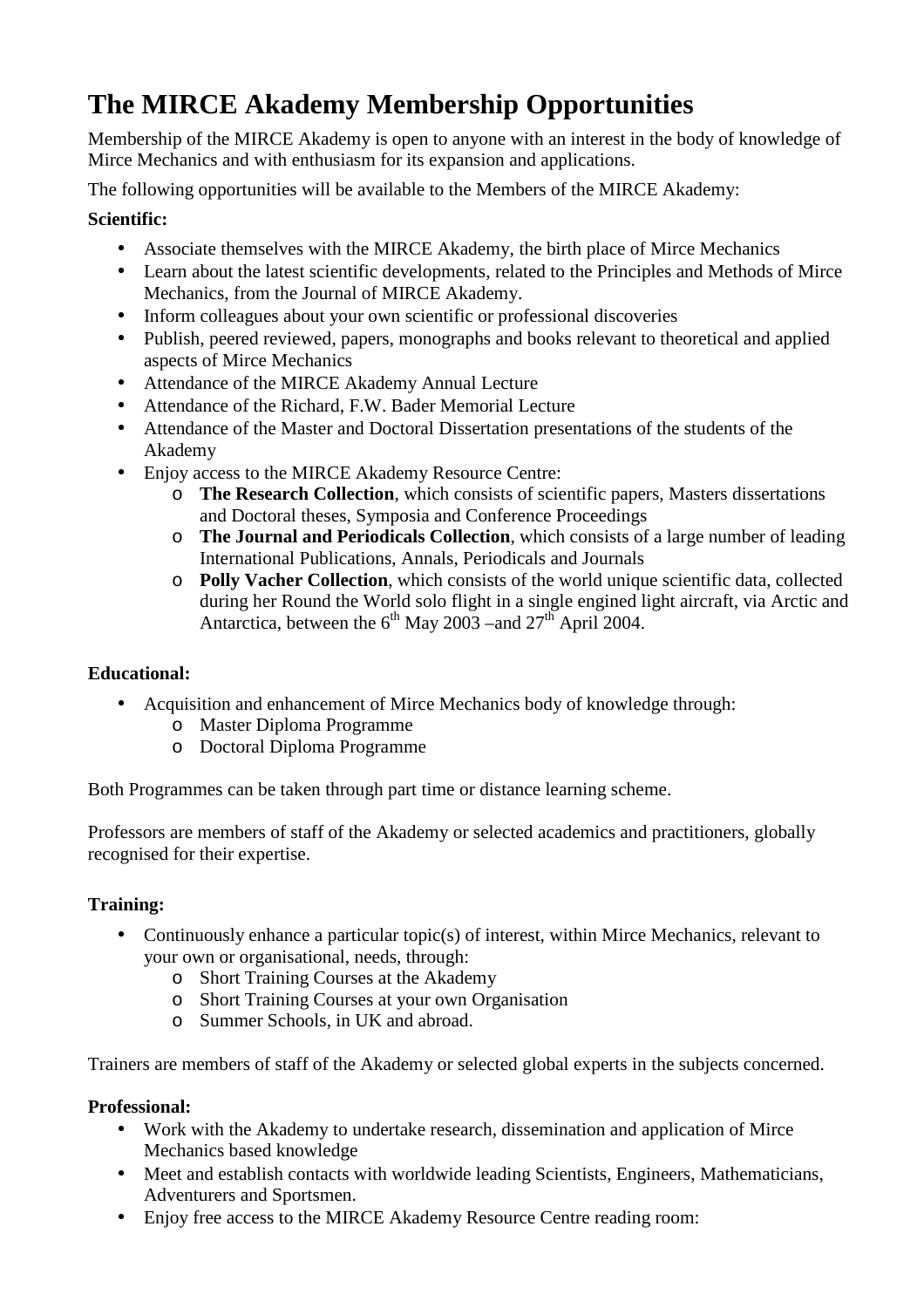# The MIRCE Akademy Membership Opportunities

Membership of the MIRCE Akademy is open to anyone with an interest in the body of knowledge of Mirce Mechanics and with enthusiasm for its expansion and applications.

The following opportunities will be available to the Members of the MIRCE Akademy:

**Scientific:**

- Associate themselves with the MIRCE Akademy, the birth place of Mirce Mechanics
- Learn about the latest scientific developments, related to the Principles and Methods of Mirce Mechanics, from the Journal of MIRCE Akademy.
- Inform colleagues about your own scientific or professional discoveries
- Publish, peered reviewed, papers, monographs and books relevant to theoretical and applied aspects of Mirce Mechanics
- Attendance of the MIRCE Akademy Annual Lecture
- Attendance of the Richard, F.W. Bader Memorial Lecture
- Attendance of the Master and Doctoral Dissertation presentations of the students of the Akademy
- Enjoy access to the MIRCE Akademy Resource Centre:
  - **The Research Collection**, which consists of scientific papers, Masters dissertations and Doctoral theses, Symposia and Conference Proceedings
  - **The Journal and Periodicals Collection**, which consists of a large number of leading International Publications, Annals, Periodicals and Journals
  - **Polly Vacher Collection**, which consists of the world unique scientific data, collected during her Round the World solo flight in a single engined light aircraft, via Arctic and Antarctica, between the 6th May 2003 –and 27th April 2004.

**Educational:**

- Acquisition and enhancement of Mirce Mechanics body of knowledge through:
  - Master Diploma Programme
  - Doctoral Diploma Programme

Both Programmes can be taken through part time or distance learning scheme.

Professors are members of staff of the Akademy or selected academics and practitioners, globally recognised for their expertise.

**Training:**

- Continuously enhance a particular topic(s) of interest, within Mirce Mechanics, relevant to your own or organisational, needs, through:
  - Short Training Courses at the Akademy
  - Short Training Courses at your own Organisation
  - Summer Schools, in UK and abroad.

Trainers are members of staff of the Akademy or selected global experts in the subjects concerned.

**Professional:**

- Work with the Akademy to undertake research, dissemination and application of Mirce Mechanics based knowledge
- Meet and establish contacts with worldwide leading Scientists, Engineers, Mathematicians, Adventurers and Sportsmen.
- Enjoy free access to the MIRCE Akademy Resource Centre reading room: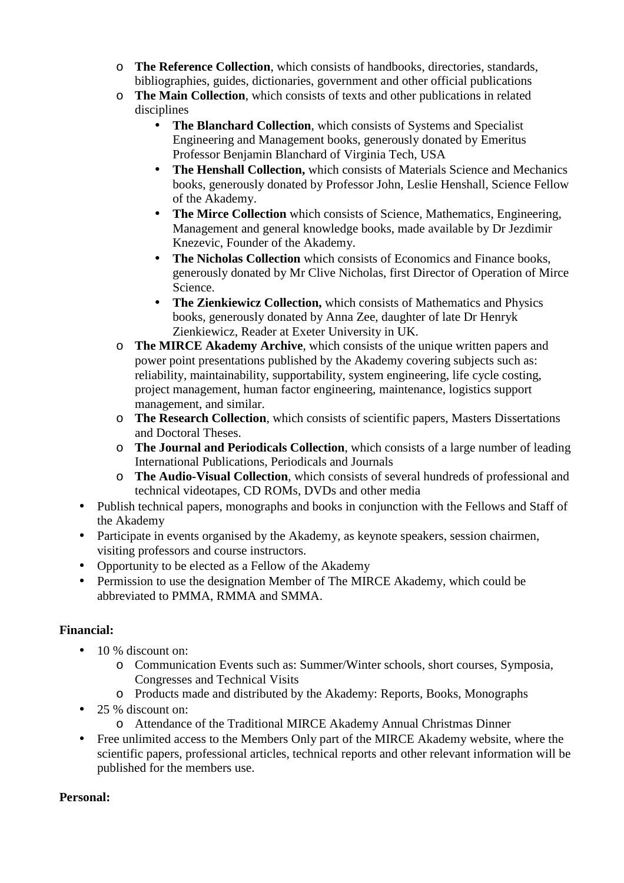- **The Reference Collection**, which consists of handbooks, directories, standards, bibliographies, guides, dictionaries, government and other official publications
    - **The Main Collection**, which consists of texts and other publications in related disciplines
        - **The Blanchard Collection**, which consists of Systems and Specialist Engineering and Management books, generously donated by Emeritus Professor Benjamin Blanchard of Virginia Tech, USA
        - **The Henshall Collection,** which consists of Materials Science and Mechanics books, generously donated by Professor John, Leslie Henshall, Science Fellow of the Akademy.
        - **The Mirce Collection** which consists of Science, Mathematics, Engineering, Management and general knowledge books, made available by Dr Jezdimir Knezevic, Founder of the Akademy.
        - **The Nicholas Collection** which consists of Economics and Finance books, generously donated by Mr Clive Nicholas, first Director of Operation of Mirce Science.
        - **The Zienkiewicz Collection,** which consists of Mathematics and Physics books, generously donated by Anna Zee, daughter of late Dr Henryk Zienkiewicz, Reader at Exeter University in UK.
    - **The MIRCE Akademy Archive**, which consists of the unique written papers and power point presentations published by the Akademy covering subjects such as: reliability, maintainability, supportability, system engineering, life cycle costing, project management, human factor engineering, maintenance, logistics support management, and similar.
    - **The Research Collection**, which consists of scientific papers, Masters Dissertations and Doctoral Theses.
    - **The Journal and Periodicals Collection**, which consists of a large number of leading International Publications, Periodicals and Journals
    - **The Audio-Visual Collection**, which consists of several hundreds of professional and technical videotapes, CD ROMs, DVDs and other media
- Publish technical papers, monographs and books in conjunction with the Fellows and Staff of the Akademy
- Participate in events organised by the Akademy, as keynote speakers, session chairmen, visiting professors and course instructors.
- Opportunity to be elected as a Fellow of the Akademy
- Permission to use the designation Member of The MIRCE Akademy, which could be abbreviated to PMMA, RMMA and SMMA.

**Financial:**

- 10 % discount on:
    - Communication Events such as: Summer/Winter schools, short courses, Symposia, Congresses and Technical Visits
    - Products made and distributed by the Akademy: Reports, Books, Monographs
- 25 % discount on:
    - Attendance of the Traditional MIRCE Akademy Annual Christmas Dinner
- Free unlimited access to the Members Only part of the MIRCE Akademy website, where the scientific papers, professional articles, technical reports and other relevant information will be published for the members use.

**Personal:**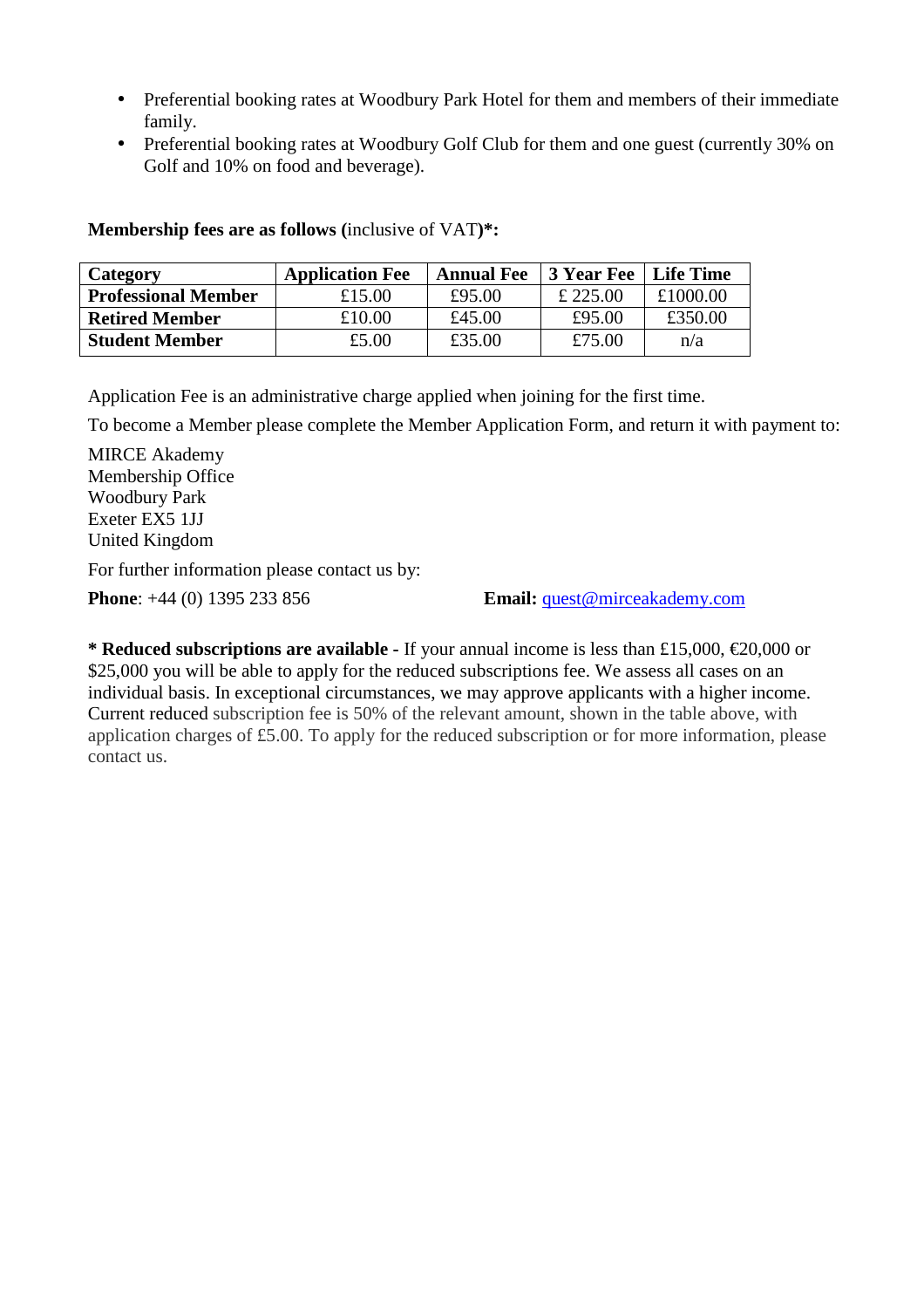- Preferential booking rates at Woodbury Park Hotel for them and members of their immediate family.
- Preferential booking rates at Woodbury Golf Club for them and one guest (currently 30% on Golf and 10% on food and beverage).

**Membership fees are as follows (**inclusive of VAT**)*:**

| Category | Application Fee | Annual Fee | 3 Year Fee | Life Time |
|---|---|---|---|---|
| **Professional Member** | £15.00 | £95.00 | £ 225.00 | £1000.00 |
| **Retired Member** | £10.00 | £45.00 | £95.00 | £350.00 |
| **Student Member** | £5.00 | £35.00 | £75.00 | n/a |

Application Fee is an administrative charge applied when joining for the first time.

To become a Member please complete the Member Application Form, and return it with payment to:

MIRCE Akademy
Membership Office
Woodbury Park
Exeter EX5 1JJ
United Kingdom

For further information please contact us by:

**Phone**: +44 (0) 1395 233 856 **Email:** quest@mirceakademy.com

**\* Reduced subscriptions are available -** If your annual income is less than £15,000, €20,000 or $25,000 you will be able to apply for the reduced subscriptions fee. We assess all cases on an individual basis. In exceptional circumstances, we may approve applicants with a higher income. Current reduced subscription fee is 50% of the relevant amount, shown in the table above, with application charges of £5.00. To apply for the reduced subscription or for more information, please contact us.